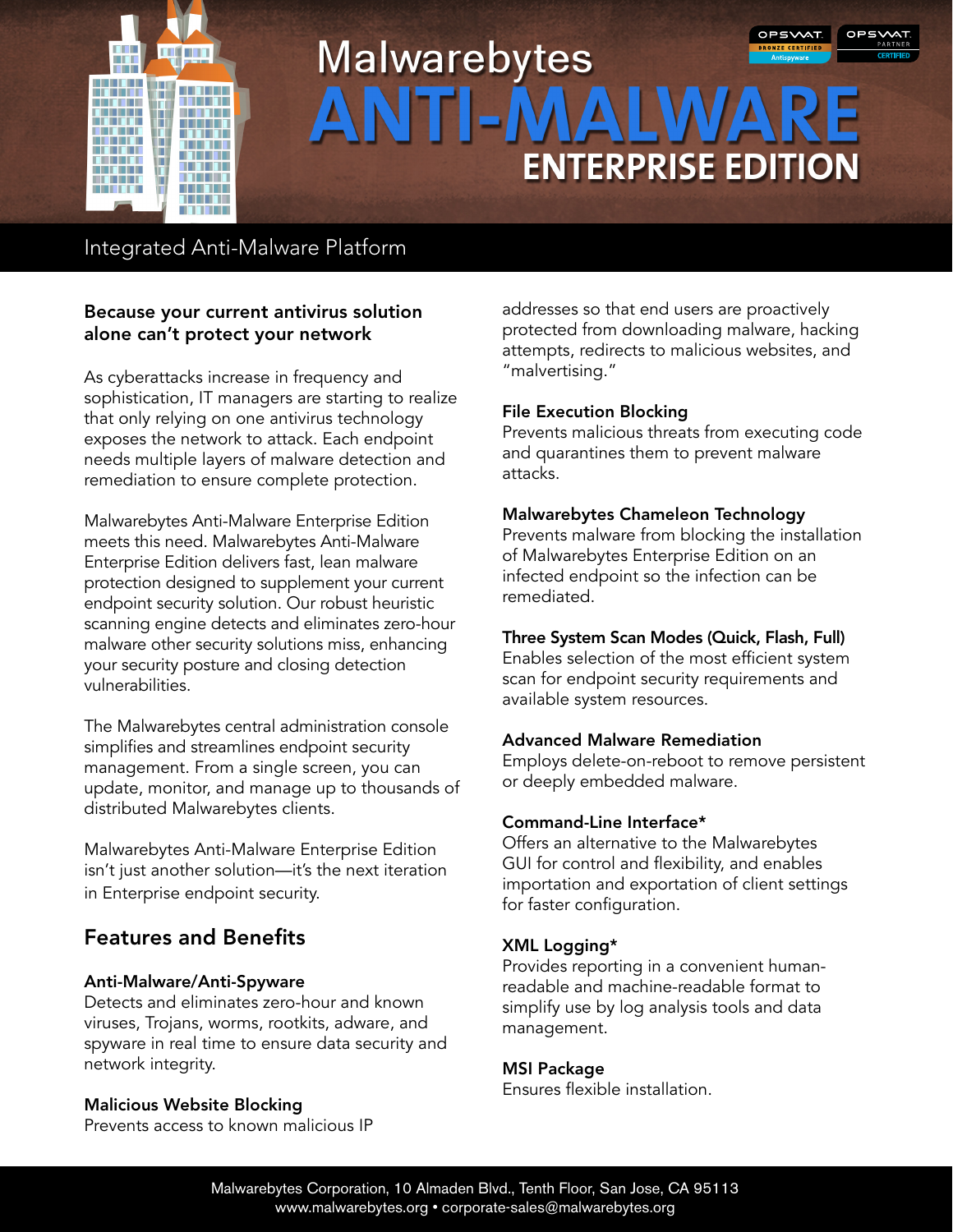# Malwarebytes ANTI-MALWARE ENTERPRISE EDITION

OPSWAT BRONZE CERTIFIED Antispyware

OPSWAT PARTNER CERTIFIED

## Integrated Anti-Malware Platform

### Because your current antivirus solution alone can't protect your network

As cyberattacks increase in frequency and sophistication, IT managers are starting to realize that only relying on one antivirus technology exposes the network to attack. Each endpoint needs multiple layers of malware detection and remediation to ensure complete protection.

Malwarebytes Anti-Malware Enterprise Edition meets this need. Malwarebytes Anti-Malware Enterprise Edition delivers fast, lean malware protection designed to supplement your current endpoint security solution. Our robust heuristic scanning engine detects and eliminates zero-hour malware other security solutions miss, enhancing your security posture and closing detection vulnerabilities.

The Malwarebytes central administration console simplifies and streamlines endpoint security management. From a single screen, you can update, monitor, and manage up to thousands of distributed Malwarebytes clients.

Malwarebytes Anti-Malware Enterprise Edition isn't just another solution—it's the next iteration in Enterprise endpoint security.

## Features and Benefits

**Anti-Malware/Anti-Spyware**
Detects and eliminates zero-hour and known viruses, Trojans, worms, rootkits, adware, and spyware in real time to ensure data security and network integrity.

**Malicious Website Blocking**
Prevents access to known malicious IP addresses so that end users are proactively protected from downloading malware, hacking attempts, redirects to malicious websites, and "malvertising."

**File Execution Blocking**
Prevents malicious threats from executing code and quarantines them to prevent malware attacks.

**Malwarebytes Chameleon Technology**
Prevents malware from blocking the installation of Malwarebytes Enterprise Edition on an infected endpoint so the infection can be remediated.

**Three System Scan Modes (Quick, Flash, Full)**
Enables selection of the most efficient system scan for endpoint security requirements and available system resources.

**Advanced Malware Remediation**
Employs delete-on-reboot to remove persistent or deeply embedded malware.

**Command-Line Interface***
Offers an alternative to the Malwarebytes GUI for control and flexibility, and enables importation and exportation of client settings for faster configuration.

**XML Logging***
Provides reporting in a convenient human-readable and machine-readable format to simplify use by log analysis tools and data management.

**MSI Package**
Ensures flexible installation.

Malwarebytes Corporation, 10 Almaden Blvd., Tenth Floor, San Jose, CA 95113
www.malwarebytes.org • corporate-sales@malwarebytes.org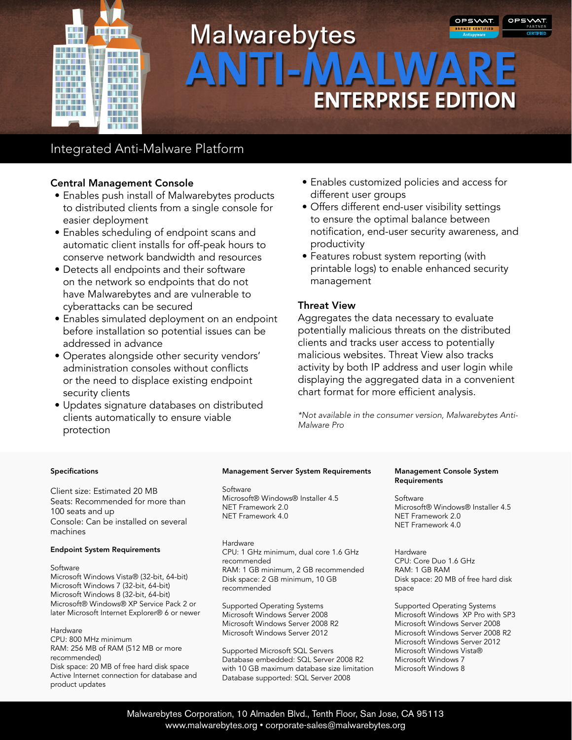# Malwarebytes ANTI-MALWARE ENTERPRISE EDITION

OPSWAT BRONZE CERTIFIED Antispyware

OPSWAT PARTNER CERTIFIED

## Integrated Anti-Malware Platform

### Central Management Console

- Enables push install of Malwarebytes products to distributed clients from a single console for easier deployment
- Enables scheduling of endpoint scans and automatic client installs for off-peak hours to conserve network bandwidth and resources
- Detects all endpoints and their software on the network so endpoints that do not have Malwarebytes and are vulnerable to cyberattacks can be secured
- Enables simulated deployment on an endpoint before installation so potential issues can be addressed in advance
- Operates alongside other security vendors' administration consoles without conflicts or the need to displace existing endpoint security clients
- Updates signature databases on distributed clients automatically to ensure viable protection
- Enables customized policies and access for different user groups
- Offers different end-user visibility settings to ensure the optimal balance between notification, end-user security awareness, and productivity
- Features robust system reporting (with printable logs) to enable enhanced security management

### Threat View

Aggregates the data necessary to evaluate potentially malicious threats on the distributed clients and tracks user access to potentially malicious websites. Threat View also tracks activity by both IP address and user login while displaying the aggregated data in a convenient chart format for more efficient analysis.

*\*Not available in the consumer version, Malwarebytes Anti-Malware Pro*

#### Specifications

Client size: Estimated 20 MB
Seats: Recommended for more than 100 seats and up
Console: Can be installed on several machines

#### Endpoint System Requirements

Software
Microsoft Windows Vista® (32-bit, 64-bit)
Microsoft Windows 7 (32-bit, 64-bit)
Microsoft Windows 8 (32-bit, 64-bit)
Microsoft® Windows® XP Service Pack 2 or later Microsoft Internet Explorer® 6 or newer

Hardware
CPU: 800 MHz minimum
RAM: 256 MB of RAM (512 MB or more recommended)
Disk space: 20 MB of free hard disk space
Active Internet connection for database and product updates

#### Management Server System Requirements

Software
Microsoft® Windows® Installer 4.5
NET Framework 2.0
NET Framework 4.0

Hardware
CPU: 1 GHz minimum, dual core 1.6 GHz recommended
RAM: 1 GB minimum, 2 GB recommended
Disk space: 2 GB minimum, 10 GB recommended

Supported Operating Systems
Microsoft Windows Server 2008
Microsoft Windows Server 2008 R2
Microsoft Windows Server 2012

Supported Microsoft SQL Servers
Database embedded: SQL Server 2008 R2 with 10 GB maximum database size limitation
Database supported: SQL Server 2008

#### Management Console System Requirements

Software
Microsoft® Windows® Installer 4.5
NET Framework 2.0
NET Framework 4.0

Hardware
CPU: Core Duo 1.6 GHz
RAM: 1 GB RAM
Disk space: 20 MB of free hard disk space

Supported Operating Systems
Microsoft Windows XP Pro with SP3
Microsoft Windows Server 2008
Microsoft Windows Server 2008 R2
Microsoft Windows Server 2012
Microsoft Windows Vista®
Microsoft Windows 7
Microsoft Windows 8

Malwarebytes Corporation, 10 Almaden Blvd., Tenth Floor, San Jose, CA 95113
www.malwarebytes.org • corporate-sales@malwarebytes.org